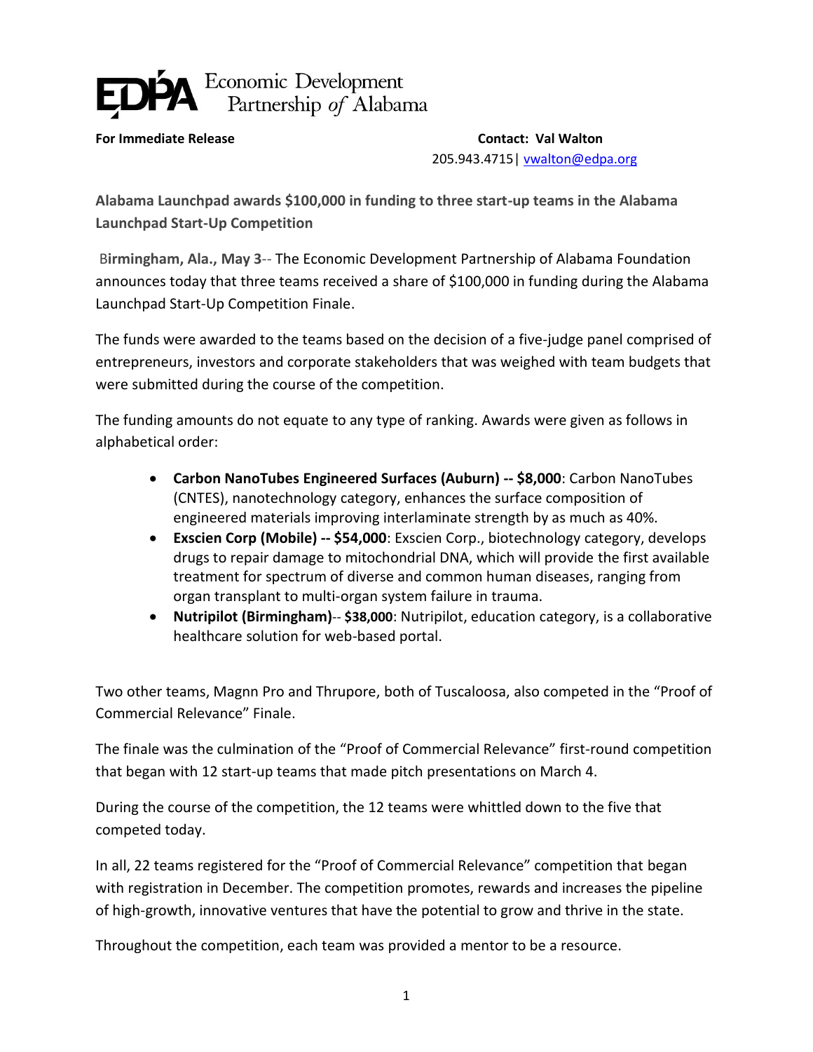**Economic Development Partnership of Alabama**

**For Immediate Release**

**Contact: Val Walton**
205.943.4715| vwalton@edpa.org

**Alabama Launchpad awards $100,000 in funding to three start-up teams in the Alabama Launchpad Start-Up Competition**

**Birmingham, Ala., May 3**-- The Economic Development Partnership of Alabama Foundation announces today that three teams received a share of $100,000 in funding during the Alabama Launchpad Start-Up Competition Finale.

The funds were awarded to the teams based on the decision of a five-judge panel comprised of entrepreneurs, investors and corporate stakeholders that was weighed with team budgets that were submitted during the course of the competition.

The funding amounts do not equate to any type of ranking. Awards were given as follows in alphabetical order:

- **Carbon NanoTubes Engineered Surfaces (Auburn) -- $8,000**: Carbon NanoTubes (CNTES), nanotechnology category, enhances the surface composition of engineered materials improving interlaminate strength by as much as 40%.
- **Exscien Corp (Mobile) -- $54,000**: Exscien Corp., biotechnology category, develops drugs to repair damage to mitochondrial DNA, which will provide the first available treatment for spectrum of diverse and common human diseases, ranging from organ transplant to multi-organ system failure in trauma.
- **Nutripilot (Birmingham)**-- **$38,000**: Nutripilot, education category, is a collaborative healthcare solution for web-based portal.

Two other teams, Magnn Pro and Thrupore, both of Tuscaloosa, also competed in the "Proof of Commercial Relevance" Finale.

The finale was the culmination of the "Proof of Commercial Relevance" first-round competition that began with 12 start-up teams that made pitch presentations on March 4.

During the course of the competition, the 12 teams were whittled down to the five that competed today.

In all, 22 teams registered for the "Proof of Commercial Relevance" competition that began with registration in December. The competition promotes, rewards and increases the pipeline of high-growth, innovative ventures that have the potential to grow and thrive in the state.

Throughout the competition, each team was provided a mentor to be a resource.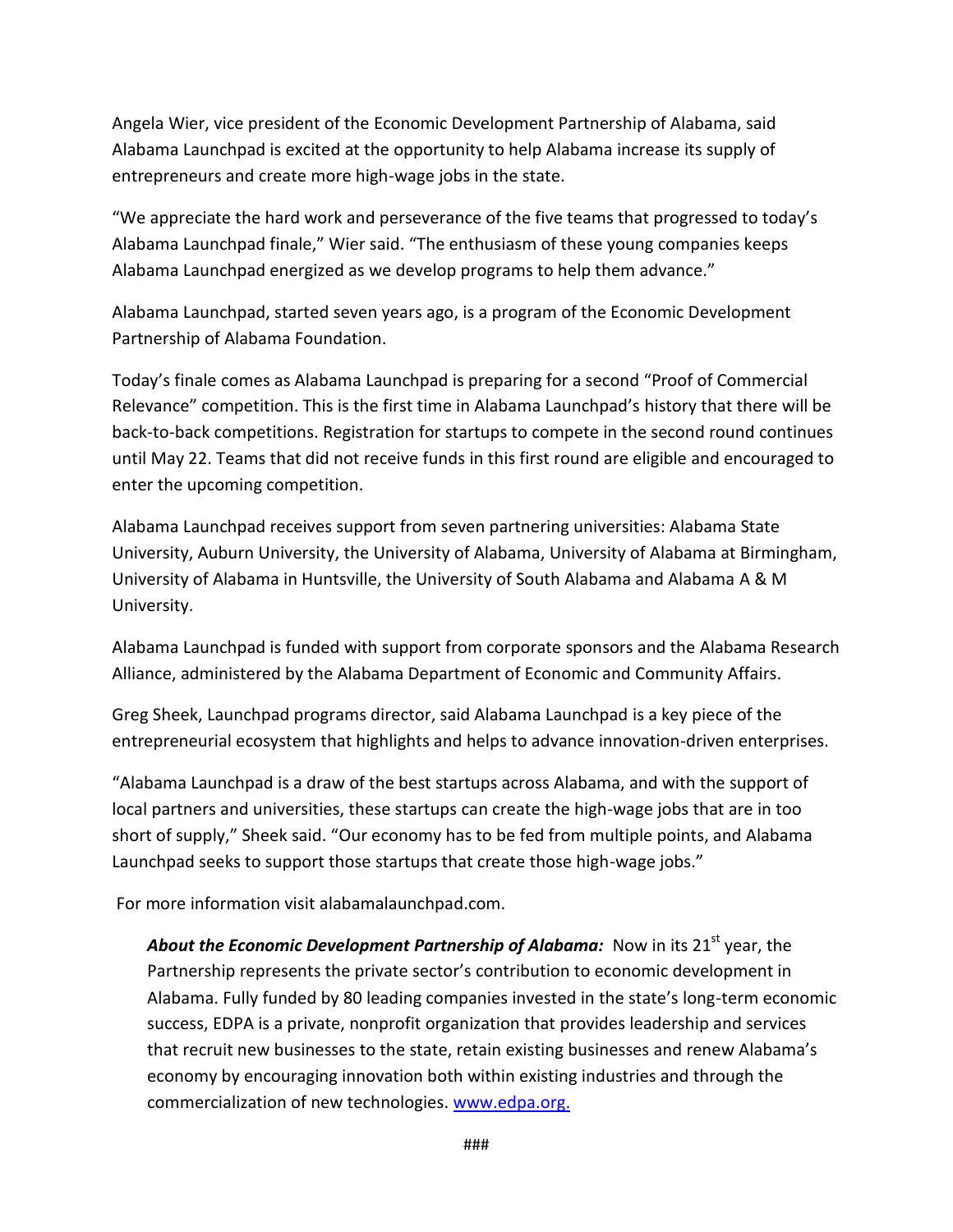Angela Wier, vice president of the Economic Development Partnership of Alabama, said Alabama Launchpad is excited at the opportunity to help Alabama increase its supply of entrepreneurs and create more high-wage jobs in the state.

"We appreciate the hard work and perseverance of the five teams that progressed to today's Alabama Launchpad finale," Wier said. "The enthusiasm of these young companies keeps Alabama Launchpad energized as we develop programs to help them advance."

Alabama Launchpad, started seven years ago, is a program of the Economic Development Partnership of Alabama Foundation.

Today's finale comes as Alabama Launchpad is preparing for a second "Proof of Commercial Relevance" competition. This is the first time in Alabama Launchpad's history that there will be back-to-back competitions. Registration for startups to compete in the second round continues until May 22. Teams that did not receive funds in this first round are eligible and encouraged to enter the upcoming competition.

Alabama Launchpad receives support from seven partnering universities: Alabama State University, Auburn University, the University of Alabama, University of Alabama at Birmingham, University of Alabama in Huntsville, the University of South Alabama and Alabama A & M University.

Alabama Launchpad is funded with support from corporate sponsors and the Alabama Research Alliance, administered by the Alabama Department of Economic and Community Affairs.

Greg Sheek, Launchpad programs director, said Alabama Launchpad is a key piece of the entrepreneurial ecosystem that highlights and helps to advance innovation-driven enterprises.

"Alabama Launchpad is a draw of the best startups across Alabama, and with the support of local partners and universities, these startups can create the high-wage jobs that are in too short of supply," Sheek said. "Our economy has to be fed from multiple points, and Alabama Launchpad seeks to support those startups that create those high-wage jobs."

For more information visit alabamalaunchpad.com.

***About the Economic Development Partnership of Alabama:*** Now in its 21st year, the Partnership represents the private sector's contribution to economic development in Alabama. Fully funded by 80 leading companies invested in the state's long-term economic success, EDPA is a private, nonprofit organization that provides leadership and services that recruit new businesses to the state, retain existing businesses and renew Alabama's economy by encouraging innovation both within existing industries and through the commercialization of new technologies. www.edpa.org.

###